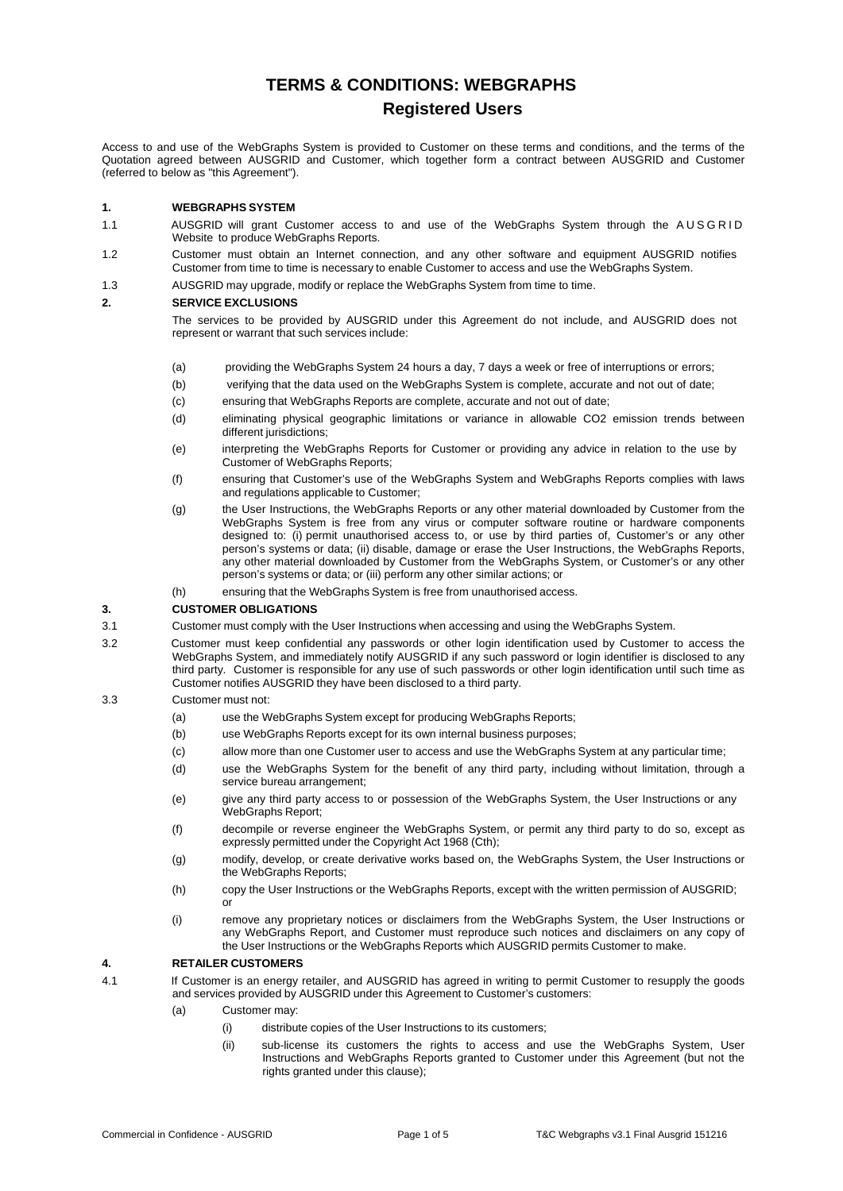# TERMS & CONDITIONS: WEBGRAPHS

## Registered Users

Access to and use of the WebGraphs System is provided to Customer on these terms and conditions, and the terms of the Quotation agreed between AUSGRID and Customer, which together form a contract between AUSGRID and Customer (referred to below as "this Agreement").

### 1. WEBGRAPHS SYSTEM

1.1 AUSGRID will grant Customer access to and use of the WebGraphs System through the AUSGRID Website to produce WebGraphs Reports.

1.2 Customer must obtain an Internet connection, and any other software and equipment AUSGRID notifies Customer from time to time is necessary to enable Customer to access and use the WebGraphs System.

1.3 AUSGRID may upgrade, modify or replace the WebGraphs System from time to time.

### 2. SERVICE EXCLUSIONS

The services to be provided by AUSGRID under this Agreement do not include, and AUSGRID does not represent or warrant that such services include:

(a) providing the WebGraphs System 24 hours a day, 7 days a week or free of interruptions or errors;

(b) verifying that the data used on the WebGraphs System is complete, accurate and not out of date;

(c) ensuring that WebGraphs Reports are complete, accurate and not out of date;

(d) eliminating physical geographic limitations or variance in allowable $CO_2$ emission trends between different jurisdictions;

(e) interpreting the WebGraphs Reports for Customer or providing any advice in relation to the use by Customer of WebGraphs Reports;

(f) ensuring that Customer's use of the WebGraphs System and WebGraphs Reports complies with laws and regulations applicable to Customer;

(g) the User Instructions, the WebGraphs Reports or any other material downloaded by Customer from the WebGraphs System is free from any virus or computer software routine or hardware components designed to: (i) permit unauthorised access to, or use by third parties of, Customer's or any other person's systems or data; (ii) disable, damage or erase the User Instructions, the WebGraphs Reports, any other material downloaded by Customer from the WebGraphs System, or Customer's or any other person's systems or data; or (iii) perform any other similar actions; or

(h) ensuring that the WebGraphs System is free from unauthorised access.

### 3. CUSTOMER OBLIGATIONS

3.1 Customer must comply with the User Instructions when accessing and using the WebGraphs System.

3.2 Customer must keep confidential any passwords or other login identification used by Customer to access the WebGraphs System, and immediately notify AUSGRID if any such password or login identifier is disclosed to any third party. Customer is responsible for any use of such passwords or other login identification until such time as Customer notifies AUSGRID they have been disclosed to a third party.

3.3 Customer must not:

(a) use the WebGraphs System except for producing WebGraphs Reports;

(b) use WebGraphs Reports except for its own internal business purposes;

(c) allow more than one Customer user to access and use the WebGraphs System at any particular time;

(d) use the WebGraphs System for the benefit of any third party, including without limitation, through a service bureau arrangement;

(e) give any third party access to or possession of the WebGraphs System, the User Instructions or any WebGraphs Report;

(f) decompile or reverse engineer the WebGraphs System, or permit any third party to do so, except as expressly permitted under the Copyright Act 1968 (Cth);

(g) modify, develop, or create derivative works based on, the WebGraphs System, the User Instructions or the WebGraphs Reports;

(h) copy the User Instructions or the WebGraphs Reports, except with the written permission of AUSGRID; or

(i) remove any proprietary notices or disclaimers from the WebGraphs System, the User Instructions or any WebGraphs Report, and Customer must reproduce such notices and disclaimers on any copy of the User Instructions or the WebGraphs Reports which AUSGRID permits Customer to make.

### 4. RETAILER CUSTOMERS

4.1 If Customer is an energy retailer, and AUSGRID has agreed in writing to permit Customer to resupply the goods and services provided by AUSGRID under this Agreement to Customer's customers:

(a) Customer may:

(i) distribute copies of the User Instructions to its customers;

(ii) sub-license its customers the rights to access and use the WebGraphs System, User Instructions and WebGraphs Reports granted to Customer under this Agreement (but not the rights granted under this clause);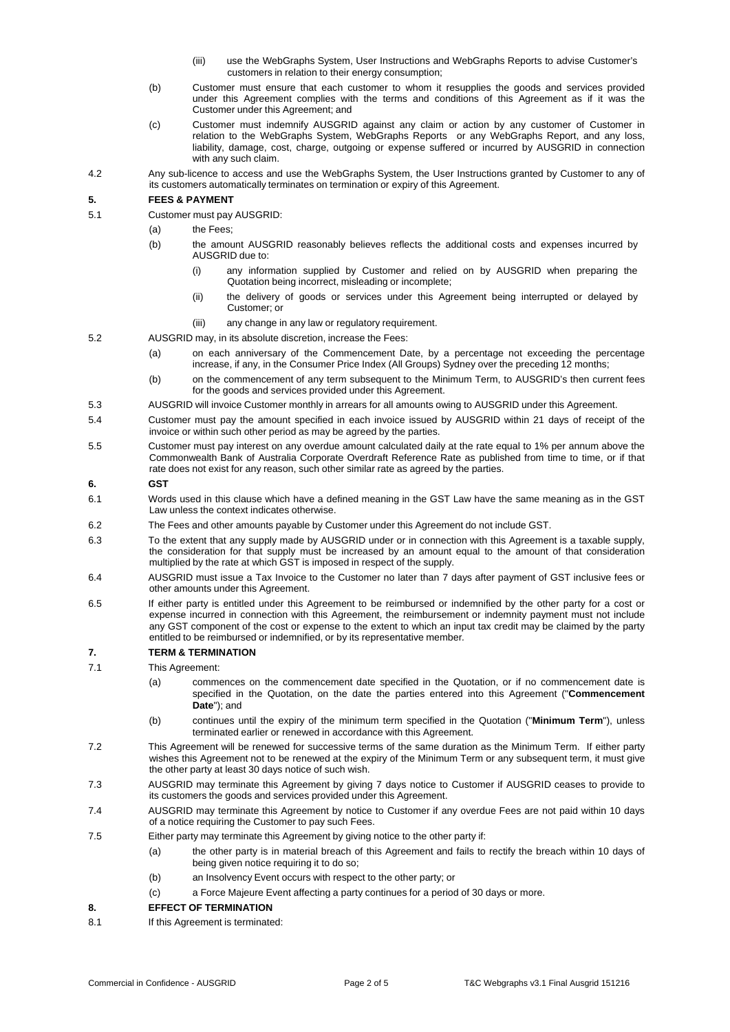(iii) use the WebGraphs System, User Instructions and WebGraphs Reports to advise Customer's customers in relation to their energy consumption;

(b) Customer must ensure that each customer to whom it resupplies the goods and services provided under this Agreement complies with the terms and conditions of this Agreement as if it was the Customer under this Agreement; and

(c) Customer must indemnify AUSGRID against any claim or action by any customer of Customer in relation to the WebGraphs System, WebGraphs Reports or any WebGraphs Report, and any loss, liability, damage, cost, charge, outgoing or expense suffered or incurred by AUSGRID in connection with any such claim.

4.2 Any sub-licence to access and use the WebGraphs System, the User Instructions granted by Customer to any of its customers automatically terminates on termination or expiry of this Agreement.

## 5. FEES & PAYMENT

5.1 Customer must pay AUSGRID:

(a) the Fees;

(b) the amount AUSGRID reasonably believes reflects the additional costs and expenses incurred by AUSGRID due to:

(i) any information supplied by Customer and relied on by AUSGRID when preparing the Quotation being incorrect, misleading or incomplete;

(ii) the delivery of goods or services under this Agreement being interrupted or delayed by Customer; or

(iii) any change in any law or regulatory requirement.

5.2 AUSGRID may, in its absolute discretion, increase the Fees:

(a) on each anniversary of the Commencement Date, by a percentage not exceeding the percentage increase, if any, in the Consumer Price Index (All Groups) Sydney over the preceding 12 months;

(b) on the commencement of any term subsequent to the Minimum Term, to AUSGRID's then current fees for the goods and services provided under this Agreement.

5.3 AUSGRID will invoice Customer monthly in arrears for all amounts owing to AUSGRID under this Agreement.

5.4 Customer must pay the amount specified in each invoice issued by AUSGRID within 21 days of receipt of the invoice or within such other period as may be agreed by the parties.

5.5 Customer must pay interest on any overdue amount calculated daily at the rate equal to 1% per annum above the Commonwealth Bank of Australia Corporate Overdraft Reference Rate as published from time to time, or if that rate does not exist for any reason, such other similar rate as agreed by the parties.

## 6. GST

6.1 Words used in this clause which have a defined meaning in the GST Law have the same meaning as in the GST Law unless the context indicates otherwise.

6.2 The Fees and other amounts payable by Customer under this Agreement do not include GST.

6.3 To the extent that any supply made by AUSGRID under or in connection with this Agreement is a taxable supply, the consideration for that supply must be increased by an amount equal to the amount of that consideration multiplied by the rate at which GST is imposed in respect of the supply.

6.4 AUSGRID must issue a Tax Invoice to the Customer no later than 7 days after payment of GST inclusive fees or other amounts under this Agreement.

6.5 If either party is entitled under this Agreement to be reimbursed or indemnified by the other party for a cost or expense incurred in connection with this Agreement, the reimbursement or indemnity payment must not include any GST component of the cost or expense to the extent to which an input tax credit may be claimed by the party entitled to be reimbursed or indemnified, or by its representative member.

## 7. TERM & TERMINATION

7.1 This Agreement:

(a) commences on the commencement date specified in the Quotation, or if no commencement date is specified in the Quotation, on the date the parties entered into this Agreement ("**Commencement Date**"); and

(b) continues until the expiry of the minimum term specified in the Quotation ("**Minimum Term**"), unless terminated earlier or renewed in accordance with this Agreement.

7.2 This Agreement will be renewed for successive terms of the same duration as the Minimum Term. If either party wishes this Agreement not to be renewed at the expiry of the Minimum Term or any subsequent term, it must give the other party at least 30 days notice of such wish.

7.3 AUSGRID may terminate this Agreement by giving 7 days notice to Customer if AUSGRID ceases to provide to its customers the goods and services provided under this Agreement.

7.4 AUSGRID may terminate this Agreement by notice to Customer if any overdue Fees are not paid within 10 days of a notice requiring the Customer to pay such Fees.

7.5 Either party may terminate this Agreement by giving notice to the other party if:

(a) the other party is in material breach of this Agreement and fails to rectify the breach within 10 days of being given notice requiring it to do so;

(b) an Insolvency Event occurs with respect to the other party; or

(c) a Force Majeure Event affecting a party continues for a period of 30 days or more.

## 8. EFFECT OF TERMINATION

8.1 If this Agreement is terminated: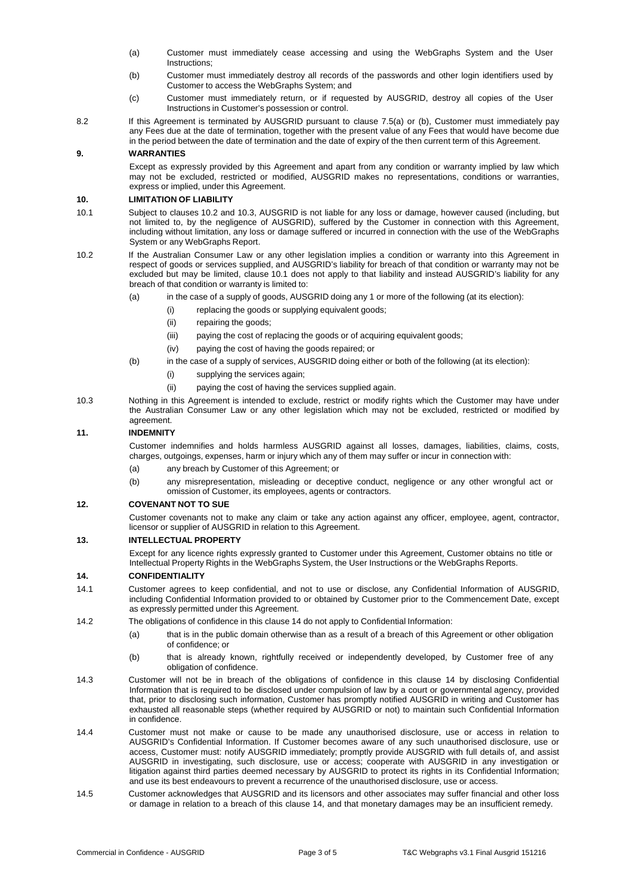(a) Customer must immediately cease accessing and using the WebGraphs System and the User Instructions;

(b) Customer must immediately destroy all records of the passwords and other login identifiers used by Customer to access the WebGraphs System; and

(c) Customer must immediately return, or if requested by AUSGRID, destroy all copies of the User Instructions in Customer's possession or control.

8.2 If this Agreement is terminated by AUSGRID pursuant to clause 7.5(a) or (b), Customer must immediately pay any Fees due at the date of termination, together with the present value of any Fees that would have become due in the period between the date of termination and the date of expiry of the then current term of this Agreement.

## 9. WARRANTIES

Except as expressly provided by this Agreement and apart from any condition or warranty implied by law which may not be excluded, restricted or modified, AUSGRID makes no representations, conditions or warranties, express or implied, under this Agreement.

## 10. LIMITATION OF LIABILITY

10.1 Subject to clauses 10.2 and 10.3, AUSGRID is not liable for any loss or damage, however caused (including, but not limited to, by the negligence of AUSGRID), suffered by the Customer in connection with this Agreement, including without limitation, any loss or damage suffered or incurred in connection with the use of the WebGraphs System or any WebGraphs Report.

10.2 If the Australian Consumer Law or any other legislation implies a condition or warranty into this Agreement in respect of goods or services supplied, and AUSGRID's liability for breach of that condition or warranty may not be excluded but may be limited, clause 10.1 does not apply to that liability and instead AUSGRID's liability for any breach of that condition or warranty is limited to:

(a) in the case of a supply of goods, AUSGRID doing any 1 or more of the following (at its election):

(i) replacing the goods or supplying equivalent goods;

(ii) repairing the goods;

(iii) paying the cost of replacing the goods or of acquiring equivalent goods;

(iv) paying the cost of having the goods repaired; or

(b) in the case of a supply of services, AUSGRID doing either or both of the following (at its election):

(i) supplying the services again;

(ii) paying the cost of having the services supplied again.

10.3 Nothing in this Agreement is intended to exclude, restrict or modify rights which the Customer may have under the Australian Consumer Law or any other legislation which may not be excluded, restricted or modified by agreement.

## 11. INDEMNITY

Customer indemnifies and holds harmless AUSGRID against all losses, damages, liabilities, claims, costs, charges, outgoings, expenses, harm or injury which any of them may suffer or incur in connection with:

(a) any breach by Customer of this Agreement; or

(b) any misrepresentation, misleading or deceptive conduct, negligence or any other wrongful act or omission of Customer, its employees, agents or contractors.

## 12. COVENANT NOT TO SUE

Customer covenants not to make any claim or take any action against any officer, employee, agent, contractor, licensor or supplier of AUSGRID in relation to this Agreement.

## 13. INTELLECTUAL PROPERTY

Except for any licence rights expressly granted to Customer under this Agreement, Customer obtains no title or Intellectual Property Rights in the WebGraphs System, the User Instructions or the WebGraphs Reports.

## 14. CONFIDENTIALITY

14.1 Customer agrees to keep confidential, and not to use or disclose, any Confidential Information of AUSGRID, including Confidential Information provided to or obtained by Customer prior to the Commencement Date, except as expressly permitted under this Agreement.

14.2 The obligations of confidence in this clause 14 do not apply to Confidential Information:

(a) that is in the public domain otherwise than as a result of a breach of this Agreement or other obligation of confidence; or

(b) that is already known, rightfully received or independently developed, by Customer free of any obligation of confidence.

14.3 Customer will not be in breach of the obligations of confidence in this clause 14 by disclosing Confidential Information that is required to be disclosed under compulsion of law by a court or governmental agency, provided that, prior to disclosing such information, Customer has promptly notified AUSGRID in writing and Customer has exhausted all reasonable steps (whether required by AUSGRID or not) to maintain such Confidential Information in confidence.

14.4 Customer must not make or cause to be made any unauthorised disclosure, use or access in relation to AUSGRID's Confidential Information. If Customer becomes aware of any such unauthorised disclosure, use or access, Customer must: notify AUSGRID immediately; promptly provide AUSGRID with full details of, and assist AUSGRID in investigating, such disclosure, use or access; cooperate with AUSGRID in any investigation or litigation against third parties deemed necessary by AUSGRID to protect its rights in its Confidential Information; and use its best endeavours to prevent a recurrence of the unauthorised disclosure, use or access.

14.5 Customer acknowledges that AUSGRID and its licensors and other associates may suffer financial and other loss or damage in relation to a breach of this clause 14, and that monetary damages may be an insufficient remedy.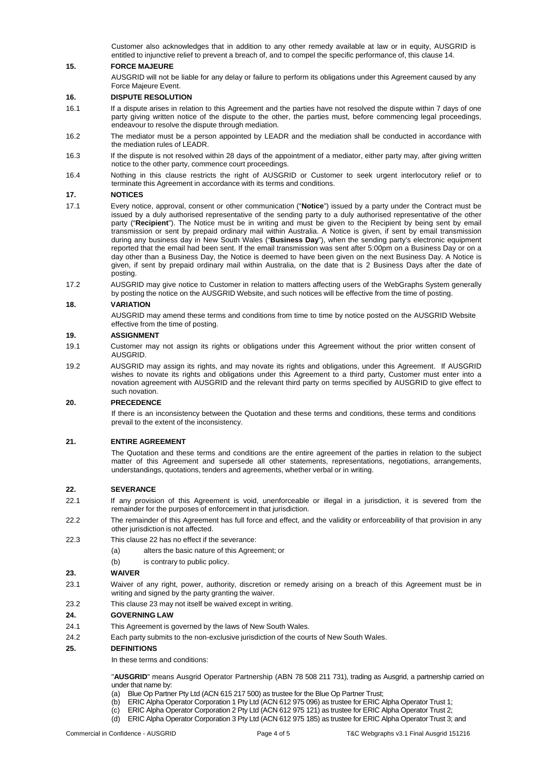Customer also acknowledges that in addition to any other remedy available at law or in equity, AUSGRID is entitled to injunctive relief to prevent a breach of, and to compel the specific performance of, this clause 14.

## 15. FORCE MAJEURE

AUSGRID will not be liable for any delay or failure to perform its obligations under this Agreement caused by any Force Majeure Event.

## 16. DISPUTE RESOLUTION

16.1 If a dispute arises in relation to this Agreement and the parties have not resolved the dispute within 7 days of one party giving written notice of the dispute to the other, the parties must, before commencing legal proceedings, endeavour to resolve the dispute through mediation.

16.2 The mediator must be a person appointed by LEADR and the mediation shall be conducted in accordance with the mediation rules of LEADR.

16.3 If the dispute is not resolved within 28 days of the appointment of a mediator, either party may, after giving written notice to the other party, commence court proceedings.

16.4 Nothing in this clause restricts the right of AUSGRID or Customer to seek urgent interlocutory relief or to terminate this Agreement in accordance with its terms and conditions.

## 17. NOTICES

17.1 Every notice, approval, consent or other communication ("**Notice**") issued by a party under the Contract must be issued by a duly authorised representative of the sending party to a duly authorised representative of the other party ("**Recipient**"). The Notice must be in writing and must be given to the Recipient by being sent by email transmission or sent by prepaid ordinary mail within Australia. A Notice is given, if sent by email transmission during any business day in New South Wales ("**Business Day**"), when the sending party's electronic equipment reported that the email had been sent. If the email transmission was sent after 5:00pm on a Business Day or on a day other than a Business Day, the Notice is deemed to have been given on the next Business Day. A Notice is given, if sent by prepaid ordinary mail within Australia, on the date that is 2 Business Days after the date of posting.

17.2 AUSGRID may give notice to Customer in relation to matters affecting users of the WebGraphs System generally by posting the notice on the AUSGRID Website, and such notices will be effective from the time of posting.

## 18. VARIATION

AUSGRID may amend these terms and conditions from time to time by notice posted on the AUSGRID Website effective from the time of posting.

## 19. ASSIGNMENT

19.1 Customer may not assign its rights or obligations under this Agreement without the prior written consent of AUSGRID.

19.2 AUSGRID may assign its rights, and may novate its rights and obligations, under this Agreement. If AUSGRID wishes to novate its rights and obligations under this Agreement to a third party, Customer must enter into a novation agreement with AUSGRID and the relevant third party on terms specified by AUSGRID to give effect to such novation.

## 20. PRECEDENCE

If there is an inconsistency between the Quotation and these terms and conditions, these terms and conditions prevail to the extent of the inconsistency.

## 21. ENTIRE AGREEMENT

The Quotation and these terms and conditions are the entire agreement of the parties in relation to the subject matter of this Agreement and supersede all other statements, representations, negotiations, arrangements, understandings, quotations, tenders and agreements, whether verbal or in writing.

## 22. SEVERANCE

22.1 If any provision of this Agreement is void, unenforceable or illegal in a jurisdiction, it is severed from the remainder for the purposes of enforcement in that jurisdiction.

22.2 The remainder of this Agreement has full force and effect, and the validity or enforceability of that provision in any other jurisdiction is not affected.

22.3 This clause 22 has no effect if the severance:

(a) alters the basic nature of this Agreement; or

(b) is contrary to public policy.

## 23. WAIVER

23.1 Waiver of any right, power, authority, discretion or remedy arising on a breach of this Agreement must be in writing and signed by the party granting the waiver.

23.2 This clause 23 may not itself be waived except in writing.

## 24. GOVERNING LAW

24.1 This Agreement is governed by the laws of New South Wales.

24.2 Each party submits to the non-exclusive jurisdiction of the courts of New South Wales.

## 25. DEFINITIONS

In these terms and conditions:

"**AUSGRID**" means Ausgrid Operator Partnership (ABN 78 508 211 731), trading as Ausgrid, a partnership carried on under that name by:

(a) Blue Op Partner Pty Ltd (ACN 615 217 500) as trustee for the Blue Op Partner Trust;
(b) ERIC Alpha Operator Corporation 1 Pty Ltd (ACN 612 975 096) as trustee for ERIC Alpha Operator Trust 1;
(c) ERIC Alpha Operator Corporation 2 Pty Ltd (ACN 612 975 121) as trustee for ERIC Alpha Operator Trust 2;
(d) ERIC Alpha Operator Corporation 3 Pty Ltd (ACN 612 975 185) as trustee for ERIC Alpha Operator Trust 3; and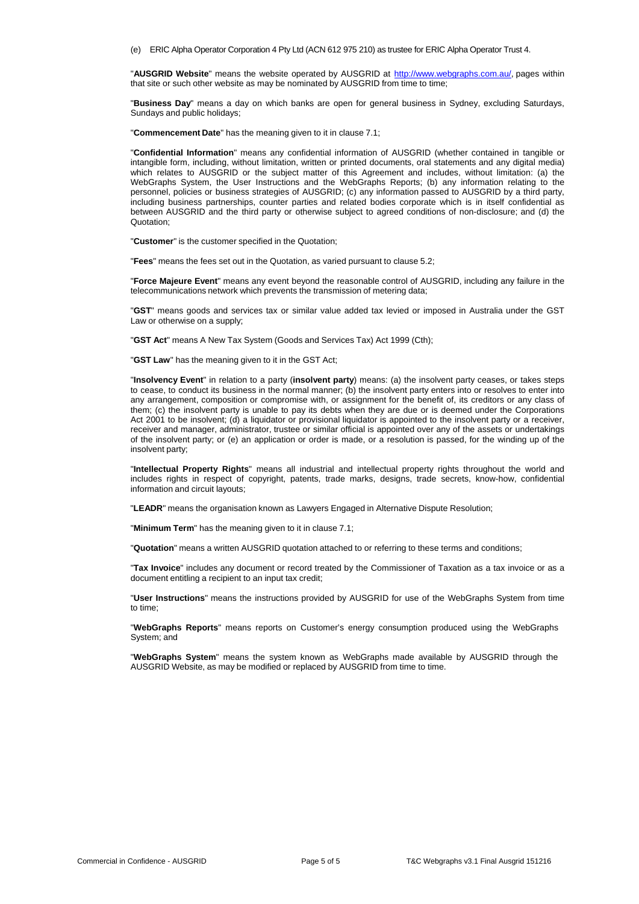(e) ERIC Alpha Operator Corporation 4 Pty Ltd (ACN 612 975 210) as trustee for ERIC Alpha Operator Trust 4.

"**AUSGRID Website**" means the website operated by AUSGRID at http://www.webgraphs.com.au/, pages within that site or such other website as may be nominated by AUSGRID from time to time;

"**Business Day**" means a day on which banks are open for general business in Sydney, excluding Saturdays, Sundays and public holidays;

"**Commencement Date**" has the meaning given to it in clause 7.1;

"**Confidential Information**" means any confidential information of AUSGRID (whether contained in tangible or intangible form, including, without limitation, written or printed documents, oral statements and any digital media) which relates to AUSGRID or the subject matter of this Agreement and includes, without limitation: (a) the WebGraphs System, the User Instructions and the WebGraphs Reports; (b) any information relating to the personnel, policies or business strategies of AUSGRID; (c) any information passed to AUSGRID by a third party, including business partnerships, counter parties and related bodies corporate which is in itself confidential as between AUSGRID and the third party or otherwise subject to agreed conditions of non-disclosure; and (d) the Quotation;

"**Customer**" is the customer specified in the Quotation;

"**Fees**" means the fees set out in the Quotation, as varied pursuant to clause 5.2;

"**Force Majeure Event**" means any event beyond the reasonable control of AUSGRID, including any failure in the telecommunications network which prevents the transmission of metering data;

"**GST**" means goods and services tax or similar value added tax levied or imposed in Australia under the GST Law or otherwise on a supply;

"**GST Act**" means A New Tax System (Goods and Services Tax) Act 1999 (Cth);

"**GST Law**" has the meaning given to it in the GST Act;

"**Insolvency Event**" in relation to a party (**insolvent party**) means: (a) the insolvent party ceases, or takes steps to cease, to conduct its business in the normal manner; (b) the insolvent party enters into or resolves to enter into any arrangement, composition or compromise with, or assignment for the benefit of, its creditors or any class of them; (c) the insolvent party is unable to pay its debts when they are due or is deemed under the Corporations Act 2001 to be insolvent; (d) a liquidator or provisional liquidator is appointed to the insolvent party or a receiver, receiver and manager, administrator, trustee or similar official is appointed over any of the assets or undertakings of the insolvent party; or (e) an application or order is made, or a resolution is passed, for the winding up of the insolvent party;

"**Intellectual Property Rights**" means all industrial and intellectual property rights throughout the world and includes rights in respect of copyright, patents, trade marks, designs, trade secrets, know-how, confidential information and circuit layouts;

"**LEADR**" means the organisation known as Lawyers Engaged in Alternative Dispute Resolution;

"**Minimum Term**" has the meaning given to it in clause 7.1;

"**Quotation**" means a written AUSGRID quotation attached to or referring to these terms and conditions;

"**Tax Invoice**" includes any document or record treated by the Commissioner of Taxation as a tax invoice or as a document entitling a recipient to an input tax credit;

"**User Instructions**" means the instructions provided by AUSGRID for use of the WebGraphs System from time to time;

"**WebGraphs Reports**" means reports on Customer's energy consumption produced using the WebGraphs System; and

"**WebGraphs System**" means the system known as WebGraphs made available by AUSGRID through the AUSGRID Website, as may be modified or replaced by AUSGRID from time to time.